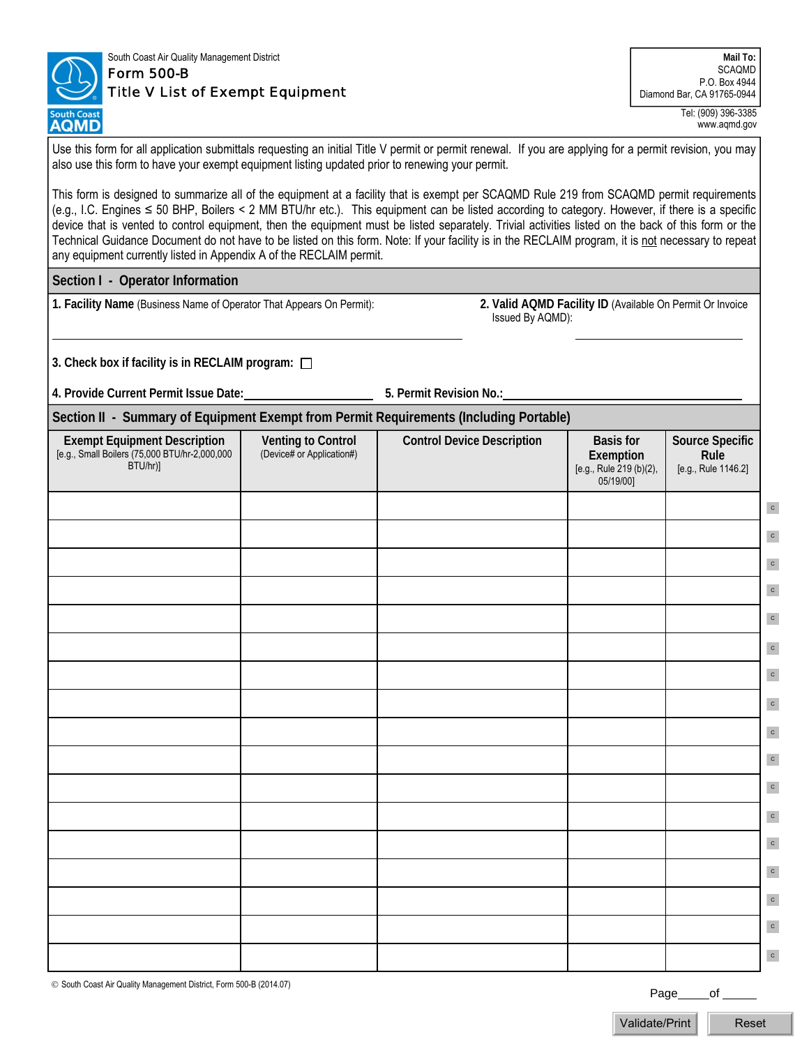South Coast Air Quality Management District

# Form 500-B
## Title V List of Exempt Equipment

**Mail To:**
SCAQMD
P.O. Box 4944
Diamond Bar, CA 91765-0944

Tel: (909) 396-3385
www.aqmd.gov

Use this form for all application submittals requesting an initial Title V permit or permit renewal. If you are applying for a permit revision, you may also use this form to have your exempt equipment listing updated prior to renewing your permit.

This form is designed to summarize all of the equipment at a facility that is exempt per SCAQMD Rule 219 from SCAQMD permit requirements (e.g., I.C. Engines ≤ 50 BHP, Boilers < 2 MM BTU/hr etc.). This equipment can be listed according to category. However, if there is a specific device that is vented to control equipment, then the equipment must be listed separately. Trivial activities listed on the back of this form or the Technical Guidance Document do not have to be listed on this form. Note: If your facility is in the RECLAIM program, it is not necessary to repeat any equipment currently listed in Appendix A of the RECLAIM permit.

## Section I - Operator Information

**1. Facility Name** (Business Name of Operator That Appears On Permit): ______________________

**2. Valid AQMD Facility ID** (Available On Permit Or Invoice Issued By AQMD): ______________________

**3. Check box if facility is in RECLAIM program:** ☐

**4. Provide Current Permit Issue Date:** ______________________ **5. Permit Revision No.:** ______________________

## Section II - Summary of Equipment Exempt from Permit Requirements (Including Portable)

| Exempt Equipment Description [e.g., Small Boilers (75,000 BTU/hr-2,000,000 BTU/hr)] | Venting to Control (Device# or Application#) | Control Device Description | Basis for Exemption [e.g., Rule 219 (b)(2), 05/19/00] | Source Specific Rule [e.g., Rule 1146.2] |
|---|---|---|---|---|
| | | | | |
| | | | | |
| | | | | |
| | | | | |
| | | | | |
| | | | | |
| | | | | |
| | | | | |
| | | | | |
| | | | | |
| | | | | |
| | | | | |
| | | | | |
| | | | | |
| | | | | |
| | | | | |
| | | | | |

© South Coast Air Quality Management District, Form 500-B (2014.07)

Page_____of _____

Validate/Print Reset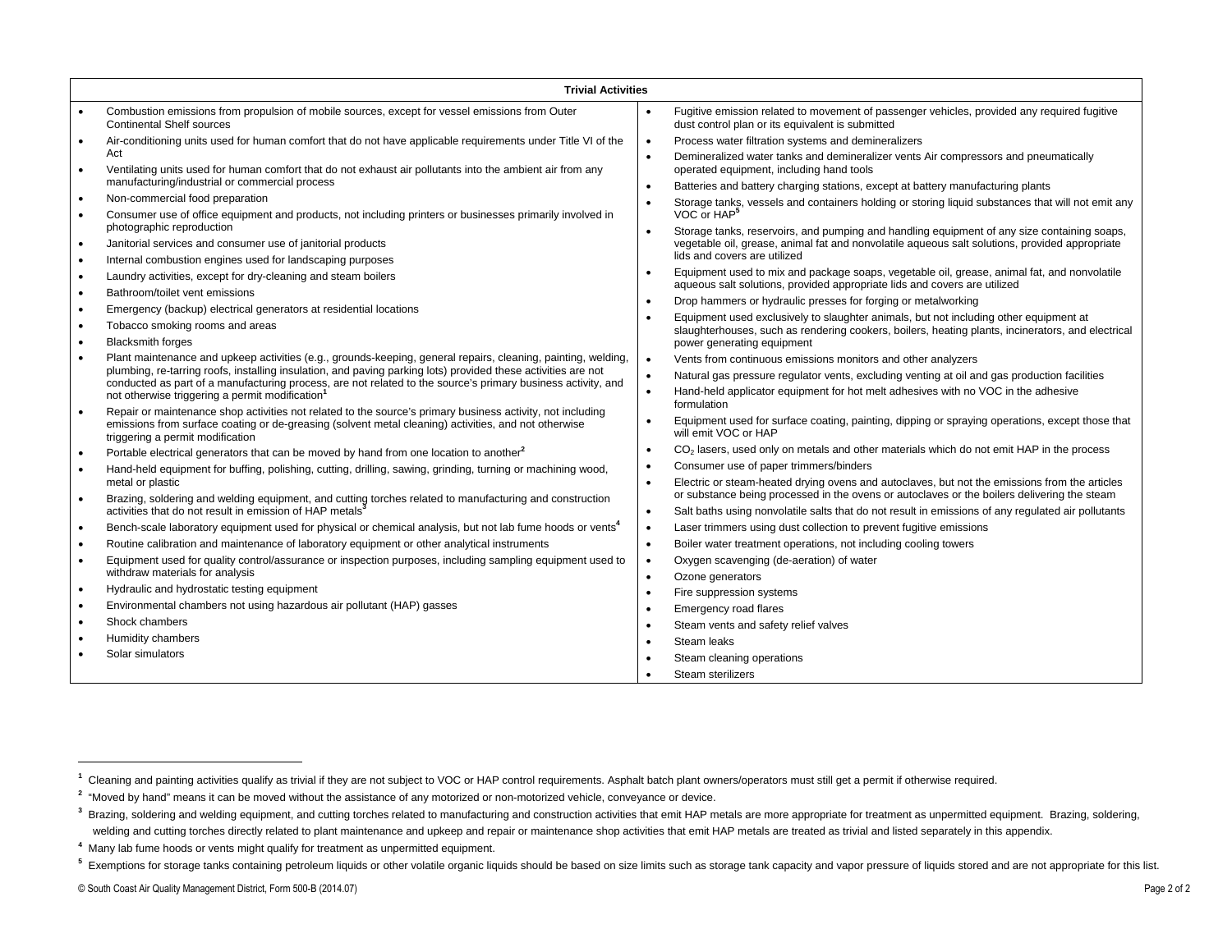## Trivial Activities

- Combustion emissions from propulsion of mobile sources, except for vessel emissions from Outer Continental Shelf sources
- Air-conditioning units used for human comfort that do not have applicable requirements under Title VI of the Act
- Ventilating units used for human comfort that do not exhaust air pollutants into the ambient air from any manufacturing/industrial or commercial process
- Non-commercial food preparation
- Consumer use of office equipment and products, not including printers or businesses primarily involved in photographic reproduction
- Janitorial services and consumer use of janitorial products
- Internal combustion engines used for landscaping purposes
- Laundry activities, except for dry-cleaning and steam boilers
- Bathroom/toilet vent emissions
- Emergency (backup) electrical generators at residential locations
- Tobacco smoking rooms and areas
- Blacksmith forges
- Plant maintenance and upkeep activities (e.g., grounds-keeping, general repairs, cleaning, painting, welding, plumbing, re-tarring roofs, installing insulation, and paving parking lots) provided these activities are not conducted as part of a manufacturing process, are not related to the source's primary business activity, and not otherwise triggering a permit modification[1]
- Repair or maintenance shop activities not related to the source's primary business activity, not including emissions from surface coating or de-greasing (solvent metal cleaning) activities, and not otherwise triggering a permit modification
- Portable electrical generators that can be moved by hand from one location to another[2]
- Hand-held equipment for buffing, polishing, cutting, drilling, sawing, grinding, turning or machining wood, metal or plastic
- Brazing, soldering and welding equipment, and cutting torches related to manufacturing and construction activities that do not result in emission of HAP metals[3]
- Bench-scale laboratory equipment used for physical or chemical analysis, but not lab fume hoods or vents[4]
- Routine calibration and maintenance of laboratory equipment or other analytical instruments
- Equipment used for quality control/assurance or inspection purposes, including sampling equipment used to withdraw materials for analysis
- Hydraulic and hydrostatic testing equipment
- Environmental chambers not using hazardous air pollutant (HAP) gasses
- Shock chambers
- Humidity chambers
- Solar simulators
- Fugitive emission related to movement of passenger vehicles, provided any required fugitive dust control plan or its equivalent is submitted
- Process water filtration systems and demineralizers
- Demineralized water tanks and demineralizer vents Air compressors and pneumatically operated equipment, including hand tools
- Batteries and battery charging stations, except at battery manufacturing plants
- Storage tanks, vessels and containers holding or storing liquid substances that will not emit any VOC or HAP[5]
- Storage tanks, reservoirs, and pumping and handling equipment of any size containing soaps, vegetable oil, grease, animal fat and nonvolatile aqueous salt solutions, provided appropriate lids and covers are utilized
- Equipment used to mix and package soaps, vegetable oil, grease, animal fat, and nonvolatile aqueous salt solutions, provided appropriate lids and covers are utilized
- Drop hammers or hydraulic presses for forging or metalworking
- Equipment used exclusively to slaughter animals, but not including other equipment at slaughterhouses, such as rendering cookers, boilers, heating plants, incinerators, and electrical power generating equipment
- Vents from continuous emissions monitors and other analyzers
- Natural gas pressure regulator vents, excluding venting at oil and gas production facilities
- Hand-held applicator equipment for hot melt adhesives with no VOC in the adhesive formulation
- Equipment used for surface coating, painting, dipping or spraying operations, except those that will emit VOC or HAP
- $CO_2$ lasers, used only on metals and other materials which do not emit HAP in the process
- Consumer use of paper trimmers/binders
- Electric or steam-heated drying ovens and autoclaves, but not the emissions from the articles or substance being processed in the ovens or autoclaves or the boilers delivering the steam
- Salt baths using nonvolatile salts that do not result in emissions of any regulated air pollutants
- Laser trimmers using dust collection to prevent fugitive emissions
- Boiler water treatment operations, not including cooling towers
- Oxygen scavenging (de-aeration) of water
- Ozone generators
- Fire suppression systems
- Emergency road flares
- Steam vents and safety relief valves
- Steam leaks
- Steam cleaning operations
- Steam sterilizers

---

[1] Cleaning and painting activities qualify as trivial if they are not subject to VOC or HAP control requirements. Asphalt batch plant owners/operators must still get a permit if otherwise required.

[2] "Moved by hand" means it can be moved without the assistance of any motorized or non-motorized vehicle, conveyance or device.

[3] Brazing, soldering and welding equipment, and cutting torches related to manufacturing and construction activities that emit HAP metals are more appropriate for treatment as unpermitted equipment. Brazing, soldering, welding and cutting torches directly related to plant maintenance and upkeep and repair or maintenance shop activities that emit HAP metals are treated as trivial and listed separately in this appendix.

[4] Many lab fume hoods or vents might qualify for treatment as unpermitted equipment.

[5] Exemptions for storage tanks containing petroleum liquids or other volatile organic liquids should be based on size limits such as storage tank capacity and vapor pressure of liquids stored and are not appropriate for this list.

© South Coast Air Quality Management District, Form 500-B (2014.07)